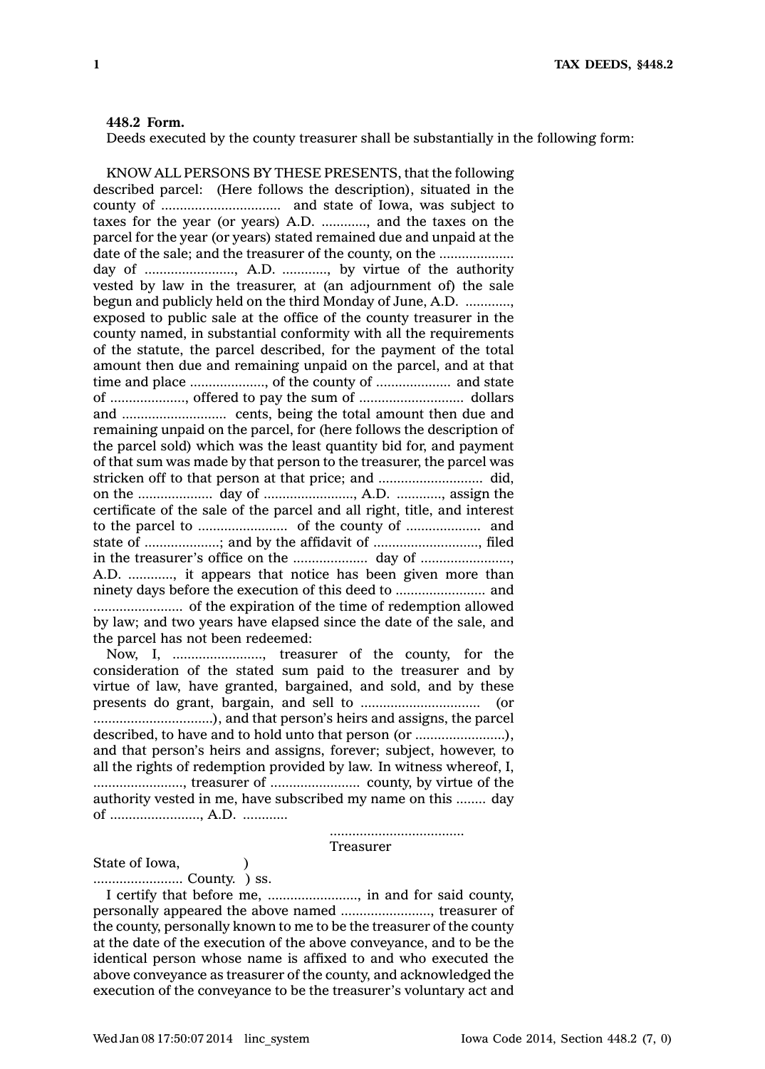**448.2 Form.**

Deeds executed by the county treasurer shall be substantially in the following form:

KNOW ALL PERSONS BY THESE PRESENTS, that the following described parcel: (Here follows the description), situated in the county of ................................ and state of Iowa, was subject to taxes for the year (or years) A.D. ............, and the taxes on the parcel for the year (or years) stated remained due and unpaid at the date of the sale; and the treasurer of the county, on the .................... day of ........................, A.D. ............, by virtue of the authority vested by law in the treasurer, at (an adjournment of) the sale begun and publicly held on the third Monday of June, A.D. ............, exposed to public sale at the office of the county treasurer in the county named, in substantial conformity with all the requirements of the statute, the parcel described, for the payment of the total amount then due and remaining unpaid on the parcel, and at that time and place ...................., of the county of .................... and state of ...................., offered to pay the sum of ............................ dollars and ............................ cents, being the total amount then due and remaining unpaid on the parcel, for (here follows the description of the parcel sold) which was the least quantity bid for, and payment of that sum was made by that person to the treasurer, the parcel was stricken off to that person at that price; and ............................ did, on the .................... day of ........................, A.D. ............, assign the certificate of the sale of the parcel and all right, title, and interest to the parcel to ........................ of the county of .................... and state of ....................; and by the affidavit of ............................, filed in the treasurer's office on the .................... day of ........................, A.D. ............, it appears that notice has been given more than ninety days before the execution of this deed to ........................ and ........................ of the expiration of the time of redemption allowed by law; and two years have elapsed since the date of the sale, and the parcel has not been redeemed:

Now, I, ........................, treasurer of the county, for the consideration of the stated sum paid to the treasurer and by virtue of law, have granted, bargained, and sold, and by these presents do grant, bargain, and sell to ................................ (or ................................), and that person's heirs and assigns, the parcel described, to have and to hold unto that person (or ........................), and that person's heirs and assigns, forever; subject, however, to all the rights of redemption provided by law. In witness whereof, I, ........................, treasurer of ........................ county, by virtue of the authority vested in me, have subscribed my name on this ........ day of ........................, A.D. ............

....................................
Treasurer

State of Iowa, )
........................ County. ) ss.

I certify that before me, ........................, in and for said county, personally appeared the above named ........................, treasurer of the county, personally known to me to be the treasurer of the county at the date of the execution of the above conveyance, and to be the identical person whose name is affixed to and who executed the above conveyance as treasurer of the county, and acknowledged the execution of the conveyance to be the treasurer's voluntary act and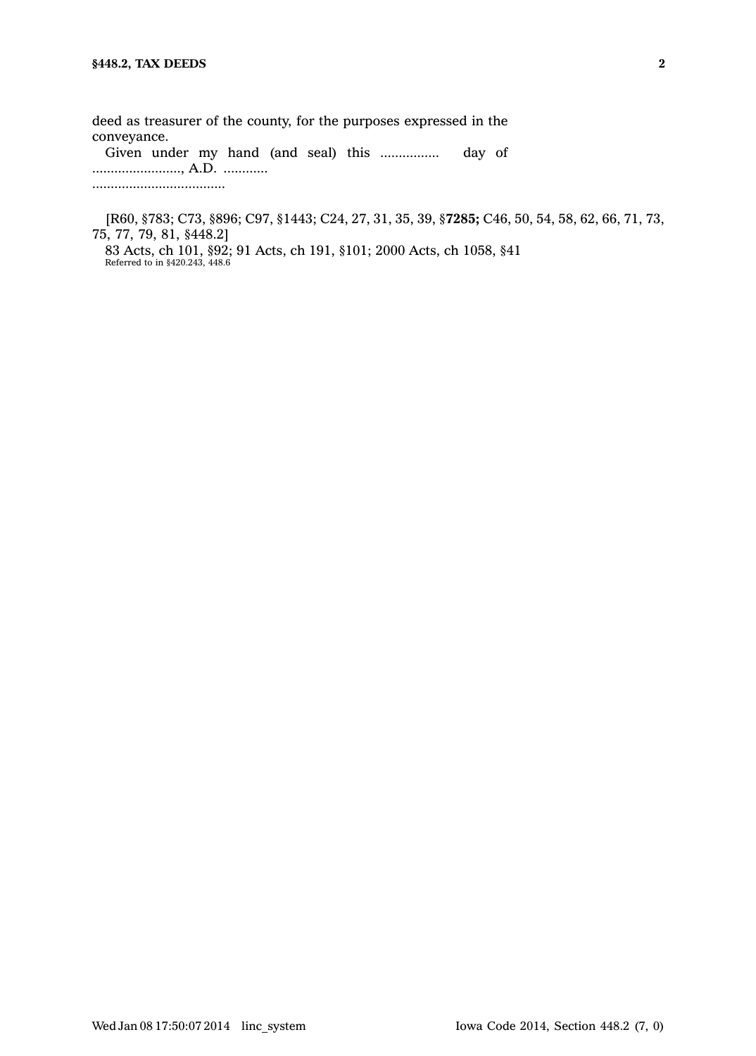deed as treasurer of the county, for the purposes expressed in the conveyance.

Given under my hand (and seal) this ................ day of ........................, A.D. ............

....................................

[R60, §783; C73, §896; C97, §1443; C24, 27, 31, 35, 39, §**7285;** C46, 50, 54, 58, 62, 66, 71, 73, 75, 77, 79, 81, §448.2]

83 Acts, ch 101, §92; 91 Acts, ch 191, §101; 2000 Acts, ch 1058, §41

Referred to in §420.243, 448.6